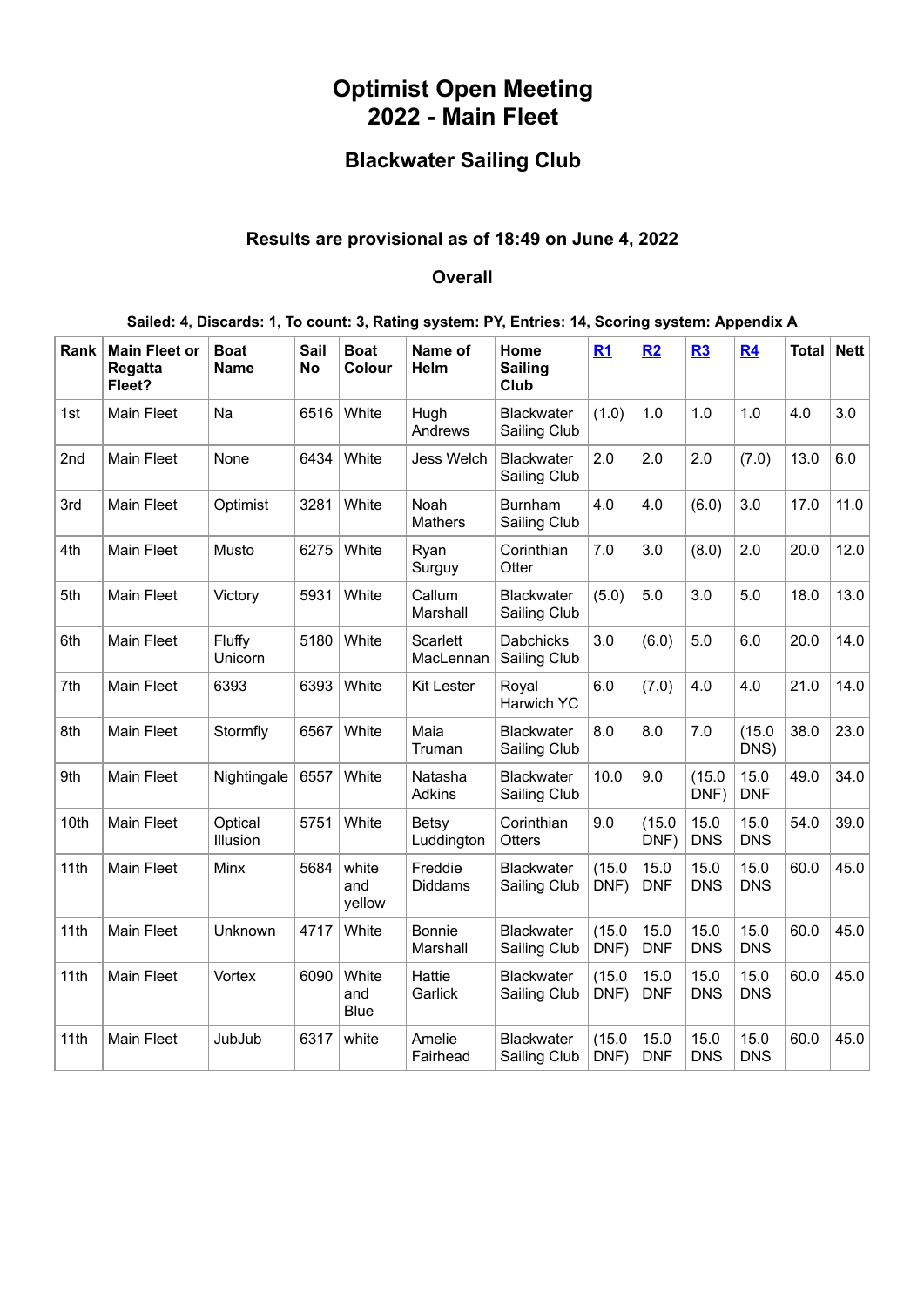# Optimist Open Meeting 2022 - Main Fleet

## Blackwater Sailing Club

### Results are provisional as of 18:49 on June 4, 2022

### Overall

**Sailed: 4, Discards: 1, To count: 3, Rating system: PY, Entries: 14, Scoring system: Appendix A**

| Rank | Main Fleet or Regatta Fleet? | Boat Name | Sail No | Boat Colour | Name of Helm | Home Sailing Club | R1 | R2 | R3 | R4 | Total | Nett |
|---|---|---|---|---|---|---|---|---|---|---|---|---|
| 1st | Main Fleet | Na | 6516 | White | Hugh Andrews | Blackwater Sailing Club | (1.0) | 1.0 | 1.0 | 1.0 | 4.0 | 3.0 |
| 2nd | Main Fleet | None | 6434 | White | Jess Welch | Blackwater Sailing Club | 2.0 | 2.0 | 2.0 | (7.0) | 13.0 | 6.0 |
| 3rd | Main Fleet | Optimist | 3281 | White | Noah Mathers | Burnham Sailing Club | 4.0 | 4.0 | (6.0) | 3.0 | 17.0 | 11.0 |
| 4th | Main Fleet | Musto | 6275 | White | Ryan Surguy | Corinthian Otter | 7.0 | 3.0 | (8.0) | 2.0 | 20.0 | 12.0 |
| 5th | Main Fleet | Victory | 5931 | White | Callum Marshall | Blackwater Sailing Club | (5.0) | 5.0 | 3.0 | 5.0 | 18.0 | 13.0 |
| 6th | Main Fleet | Fluffy Unicorn | 5180 | White | Scarlett MacLennan | Dabchicks Sailing Club | 3.0 | (6.0) | 5.0 | 6.0 | 20.0 | 14.0 |
| 7th | Main Fleet | 6393 | 6393 | White | Kit Lester | Royal Harwich YC | 6.0 | (7.0) | 4.0 | 4.0 | 21.0 | 14.0 |
| 8th | Main Fleet | Stormfly | 6567 | White | Maia Truman | Blackwater Sailing Club | 8.0 | 8.0 | 7.0 | (15.0 DNS) | 38.0 | 23.0 |
| 9th | Main Fleet | Nightingale | 6557 | White | Natasha Adkins | Blackwater Sailing Club | 10.0 | 9.0 | (15.0 DNF) | 15.0 DNF | 49.0 | 34.0 |
| 10th | Main Fleet | Optical Illusion | 5751 | White | Betsy Luddington | Corinthian Otters | 9.0 | (15.0 DNF) | 15.0 DNS | 15.0 DNS | 54.0 | 39.0 |
| 11th | Main Fleet | Minx | 5684 | white and yellow | Freddie Diddams | Blackwater Sailing Club | (15.0 DNF) | 15.0 DNF | 15.0 DNS | 15.0 DNS | 60.0 | 45.0 |
| 11th | Main Fleet | Unknown | 4717 | White | Bonnie Marshall | Blackwater Sailing Club | (15.0 DNF) | 15.0 DNF | 15.0 DNS | 15.0 DNS | 60.0 | 45.0 |
| 11th | Main Fleet | Vortex | 6090 | White and Blue | Hattie Garlick | Blackwater Sailing Club | (15.0 DNF) | 15.0 DNF | 15.0 DNS | 15.0 DNS | 60.0 | 45.0 |
| 11th | Main Fleet | JubJub | 6317 | white | Amelie Fairhead | Blackwater Sailing Club | (15.0 DNF) | 15.0 DNF | 15.0 DNS | 15.0 DNS | 60.0 | 45.0 |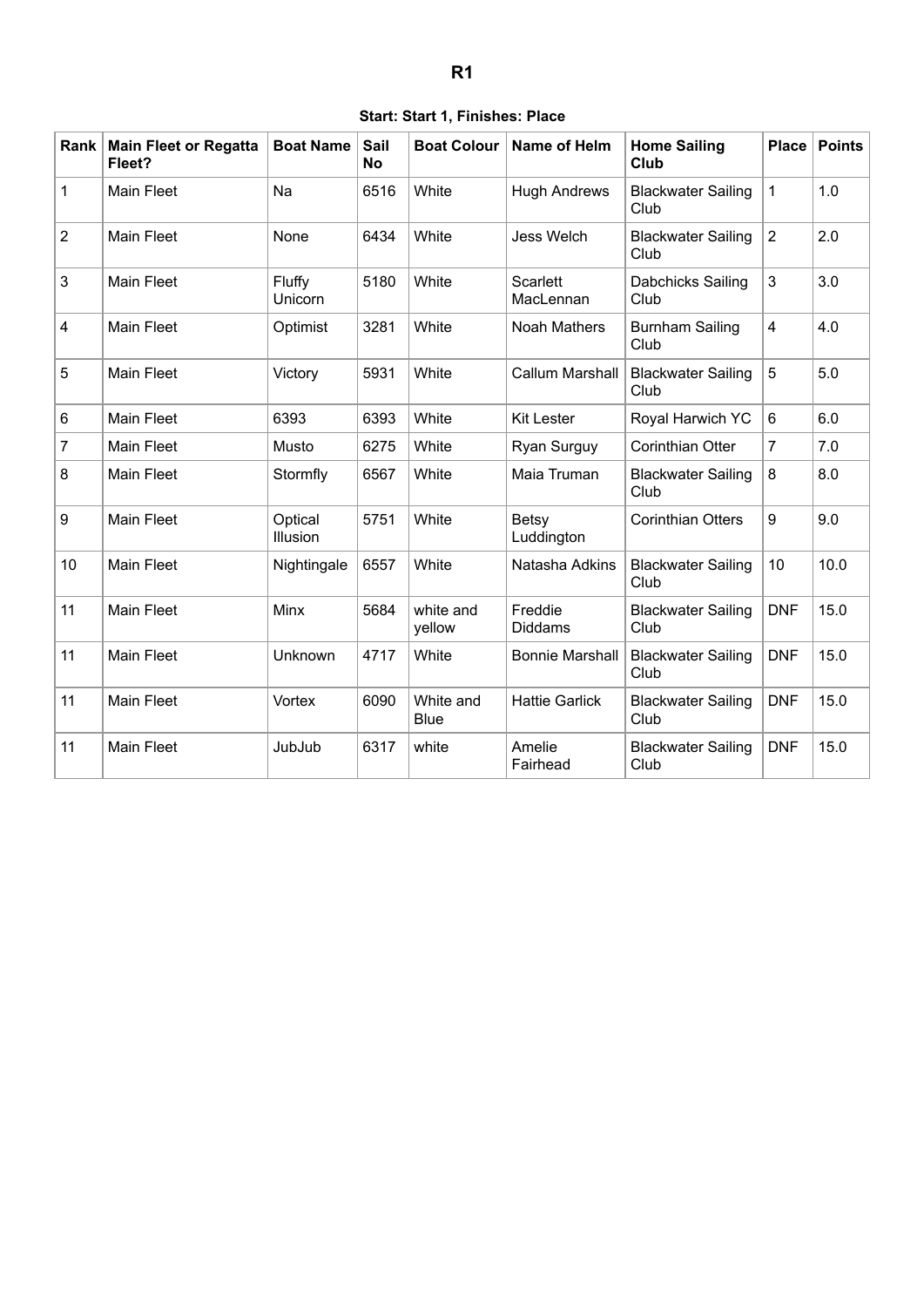# R1

**Start: Start 1, Finishes: Place**

| Rank | Main Fleet or Regatta Fleet? | Boat Name | Sail No | Boat Colour | Name of Helm | Home Sailing Club | Place | Points |
|---|---|---|---|---|---|---|---|---|
| 1 | Main Fleet | Na | 6516 | White | Hugh Andrews | Blackwater Sailing Club | 1 | 1.0 |
| 2 | Main Fleet | None | 6434 | White | Jess Welch | Blackwater Sailing Club | 2 | 2.0 |
| 3 | Main Fleet | Fluffy Unicorn | 5180 | White | Scarlett MacLennan | Dabchicks Sailing Club | 3 | 3.0 |
| 4 | Main Fleet | Optimist | 3281 | White | Noah Mathers | Burnham Sailing Club | 4 | 4.0 |
| 5 | Main Fleet | Victory | 5931 | White | Callum Marshall | Blackwater Sailing Club | 5 | 5.0 |
| 6 | Main Fleet | 6393 | 6393 | White | Kit Lester | Royal Harwich YC | 6 | 6.0 |
| 7 | Main Fleet | Musto | 6275 | White | Ryan Surguy | Corinthian Otter | 7 | 7.0 |
| 8 | Main Fleet | Stormfly | 6567 | White | Maia Truman | Blackwater Sailing Club | 8 | 8.0 |
| 9 | Main Fleet | Optical Illusion | 5751 | White | Betsy Luddington | Corinthian Otters | 9 | 9.0 |
| 10 | Main Fleet | Nightingale | 6557 | White | Natasha Adkins | Blackwater Sailing Club | 10 | 10.0 |
| 11 | Main Fleet | Minx | 5684 | white and yellow | Freddie Diddams | Blackwater Sailing Club | DNF | 15.0 |
| 11 | Main Fleet | Unknown | 4717 | White | Bonnie Marshall | Blackwater Sailing Club | DNF | 15.0 |
| 11 | Main Fleet | Vortex | 6090 | White and Blue | Hattie Garlick | Blackwater Sailing Club | DNF | 15.0 |
| 11 | Main Fleet | JubJub | 6317 | white | Amelie Fairhead | Blackwater Sailing Club | DNF | 15.0 |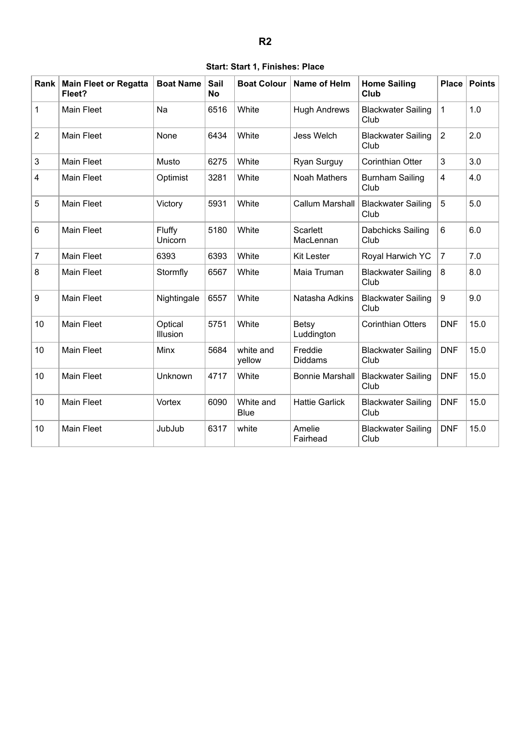# R2

**Start: Start 1, Finishes: Place**

| Rank | Main Fleet or Regatta Fleet? | Boat Name | Sail No | Boat Colour | Name of Helm | Home Sailing Club | Place | Points |
|---|---|---|---|---|---|---|---|---|
| 1 | Main Fleet | Na | 6516 | White | Hugh Andrews | Blackwater Sailing Club | 1 | 1.0 |
| 2 | Main Fleet | None | 6434 | White | Jess Welch | Blackwater Sailing Club | 2 | 2.0 |
| 3 | Main Fleet | Musto | 6275 | White | Ryan Surguy | Corinthian Otter | 3 | 3.0 |
| 4 | Main Fleet | Optimist | 3281 | White | Noah Mathers | Burnham Sailing Club | 4 | 4.0 |
| 5 | Main Fleet | Victory | 5931 | White | Callum Marshall | Blackwater Sailing Club | 5 | 5.0 |
| 6 | Main Fleet | Fluffy Unicorn | 5180 | White | Scarlett MacLennan | Dabchicks Sailing Club | 6 | 6.0 |
| 7 | Main Fleet | 6393 | 6393 | White | Kit Lester | Royal Harwich YC | 7 | 7.0 |
| 8 | Main Fleet | Stormfly | 6567 | White | Maia Truman | Blackwater Sailing Club | 8 | 8.0 |
| 9 | Main Fleet | Nightingale | 6557 | White | Natasha Adkins | Blackwater Sailing Club | 9 | 9.0 |
| 10 | Main Fleet | Optical Illusion | 5751 | White | Betsy Luddington | Corinthian Otters | DNF | 15.0 |
| 10 | Main Fleet | Minx | 5684 | white and yellow | Freddie Diddams | Blackwater Sailing Club | DNF | 15.0 |
| 10 | Main Fleet | Unknown | 4717 | White | Bonnie Marshall | Blackwater Sailing Club | DNF | 15.0 |
| 10 | Main Fleet | Vortex | 6090 | White and Blue | Hattie Garlick | Blackwater Sailing Club | DNF | 15.0 |
| 10 | Main Fleet | JubJub | 6317 | white | Amelie Fairhead | Blackwater Sailing Club | DNF | 15.0 |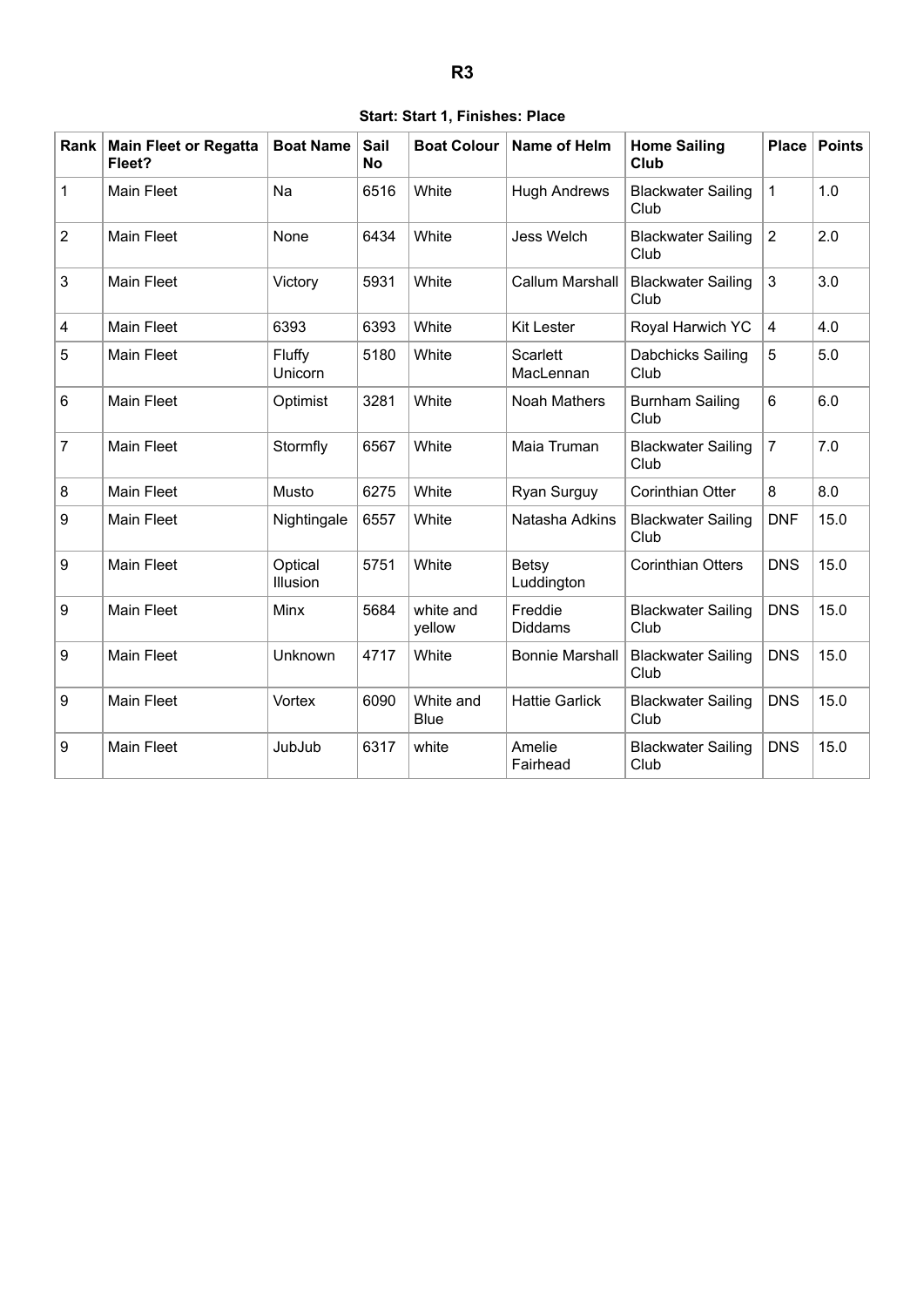# R3

**Start: Start 1, Finishes: Place**

| Rank | Main Fleet or Regatta Fleet? | Boat Name | Sail No | Boat Colour | Name of Helm | Home Sailing Club | Place | Points |
|---|---|---|---|---|---|---|---|---|
| 1 | Main Fleet | Na | 6516 | White | Hugh Andrews | Blackwater Sailing Club | 1 | 1.0 |
| 2 | Main Fleet | None | 6434 | White | Jess Welch | Blackwater Sailing Club | 2 | 2.0 |
| 3 | Main Fleet | Victory | 5931 | White | Callum Marshall | Blackwater Sailing Club | 3 | 3.0 |
| 4 | Main Fleet | 6393 | 6393 | White | Kit Lester | Royal Harwich YC | 4 | 4.0 |
| 5 | Main Fleet | Fluffy Unicorn | 5180 | White | Scarlett MacLennan | Dabchicks Sailing Club | 5 | 5.0 |
| 6 | Main Fleet | Optimist | 3281 | White | Noah Mathers | Burnham Sailing Club | 6 | 6.0 |
| 7 | Main Fleet | Stormfly | 6567 | White | Maia Truman | Blackwater Sailing Club | 7 | 7.0 |
| 8 | Main Fleet | Musto | 6275 | White | Ryan Surguy | Corinthian Otter | 8 | 8.0 |
| 9 | Main Fleet | Nightingale | 6557 | White | Natasha Adkins | Blackwater Sailing Club | DNF | 15.0 |
| 9 | Main Fleet | Optical Illusion | 5751 | White | Betsy Luddington | Corinthian Otters | DNS | 15.0 |
| 9 | Main Fleet | Minx | 5684 | white and yellow | Freddie Diddams | Blackwater Sailing Club | DNS | 15.0 |
| 9 | Main Fleet | Unknown | 4717 | White | Bonnie Marshall | Blackwater Sailing Club | DNS | 15.0 |
| 9 | Main Fleet | Vortex | 6090 | White and Blue | Hattie Garlick | Blackwater Sailing Club | DNS | 15.0 |
| 9 | Main Fleet | JubJub | 6317 | white | Amelie Fairhead | Blackwater Sailing Club | DNS | 15.0 |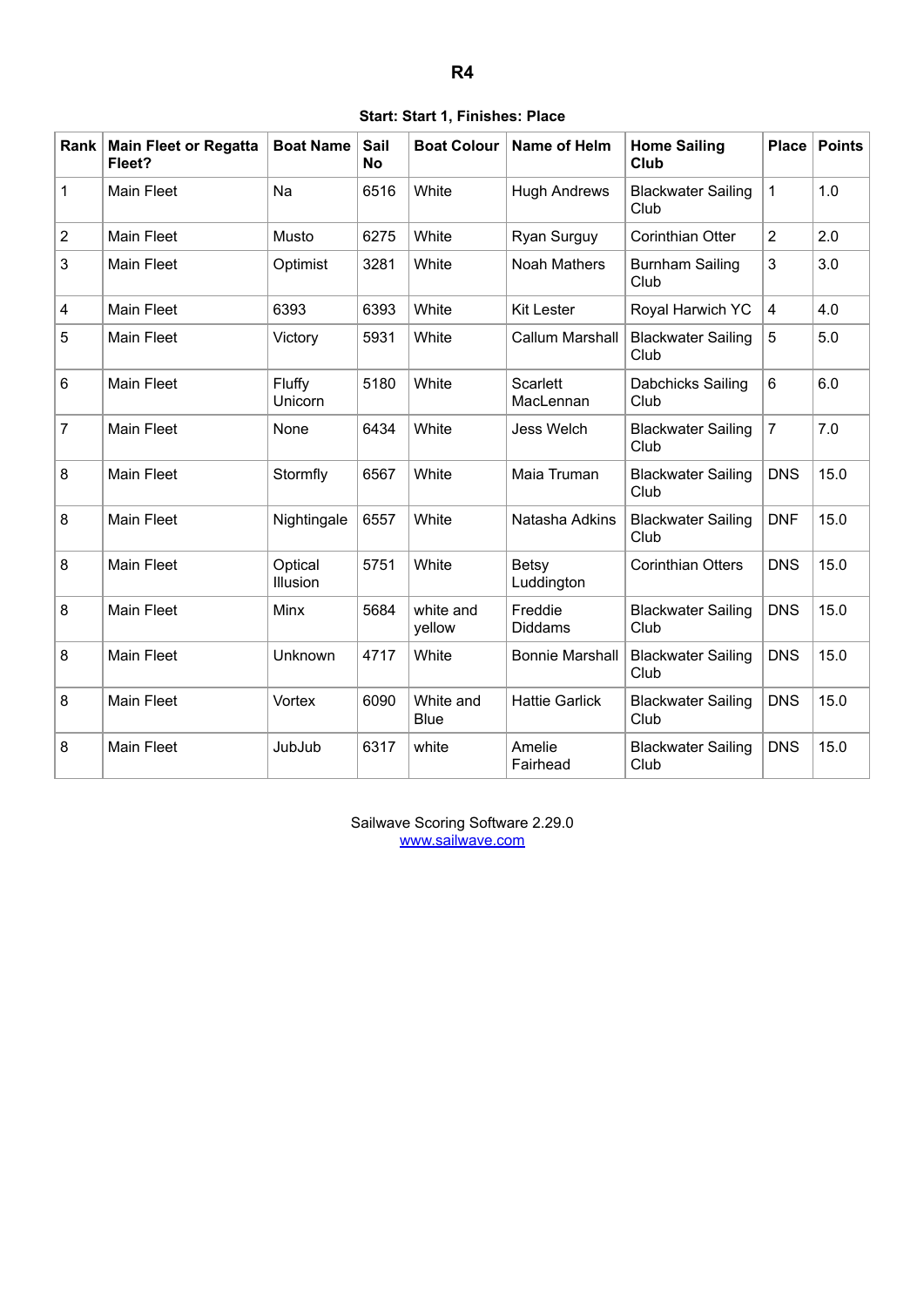# R4

**Start: Start 1, Finishes: Place**

| Rank | Main Fleet or Regatta Fleet? | Boat Name | Sail No | Boat Colour | Name of Helm | Home Sailing Club | Place | Points |
|---|---|---|---|---|---|---|---|---|
| 1 | Main Fleet | Na | 6516 | White | Hugh Andrews | Blackwater Sailing Club | 1 | 1.0 |
| 2 | Main Fleet | Musto | 6275 | White | Ryan Surguy | Corinthian Otter | 2 | 2.0 |
| 3 | Main Fleet | Optimist | 3281 | White | Noah Mathers | Burnham Sailing Club | 3 | 3.0 |
| 4 | Main Fleet | 6393 | 6393 | White | Kit Lester | Royal Harwich YC | 4 | 4.0 |
| 5 | Main Fleet | Victory | 5931 | White | Callum Marshall | Blackwater Sailing Club | 5 | 5.0 |
| 6 | Main Fleet | Fluffy Unicorn | 5180 | White | Scarlett MacLennan | Dabchicks Sailing Club | 6 | 6.0 |
| 7 | Main Fleet | None | 6434 | White | Jess Welch | Blackwater Sailing Club | 7 | 7.0 |
| 8 | Main Fleet | Stormfly | 6567 | White | Maia Truman | Blackwater Sailing Club | DNS | 15.0 |
| 8 | Main Fleet | Nightingale | 6557 | White | Natasha Adkins | Blackwater Sailing Club | DNF | 15.0 |
| 8 | Main Fleet | Optical Illusion | 5751 | White | Betsy Luddington | Corinthian Otters | DNS | 15.0 |
| 8 | Main Fleet | Minx | 5684 | white and yellow | Freddie Diddams | Blackwater Sailing Club | DNS | 15.0 |
| 8 | Main Fleet | Unknown | 4717 | White | Bonnie Marshall | Blackwater Sailing Club | DNS | 15.0 |
| 8 | Main Fleet | Vortex | 6090 | White and Blue | Hattie Garlick | Blackwater Sailing Club | DNS | 15.0 |
| 8 | Main Fleet | JubJub | 6317 | white | Amelie Fairhead | Blackwater Sailing Club | DNS | 15.0 |

Sailwave Scoring Software 2.29.0
[www.sailwave.com](http://www.sailwave.com)